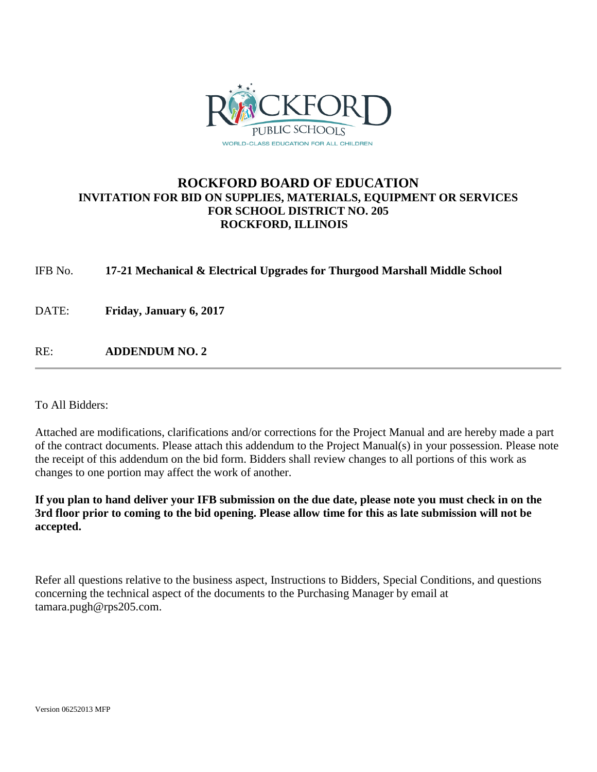# ROCKFORD BOARD OF EDUCATION

## INVITATION FOR BID ON SUPPLIES, MATERIALS, EQUIPMENT OR SERVICES FOR SCHOOL DISTRICT NO. 205 ROCKFORD, ILLINOIS

IFB No. **17-21 Mechanical & Electrical Upgrades for Thurgood Marshall Middle School**

DATE: **Friday, January 6, 2017**

RE: **ADDENDUM NO. 2**

---

To All Bidders:

Attached are modifications, clarifications and/or corrections for the Project Manual and are hereby made a part of the contract documents. Please attach this addendum to the Project Manual(s) in your possession. Please note the receipt of this addendum on the bid form. Bidders shall review changes to all portions of this work as changes to one portion may affect the work of another.

**If you plan to hand deliver your IFB submission on the due date, please note you must check in on the 3rd floor prior to coming to the bid opening. Please allow time for this as late submission will not be accepted.**

Refer all questions relative to the business aspect, Instructions to Bidders, Special Conditions, and questions concerning the technical aspect of the documents to the Purchasing Manager by email at tamara.pugh@rps205.com.

Version 06252013 MFP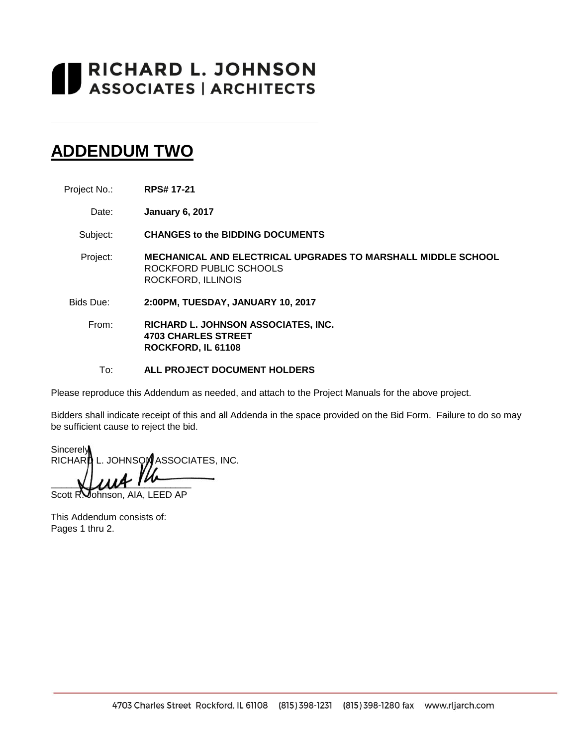# RICHARD L. JOHNSON ASSOCIATES | ARCHITECTS

## ADDENDUM TWO

| | |
|---|---|
| Project No.: | **RPS# 17-21** |
| Date: | **January 6, 2017** |
| Subject: | **CHANGES to the BIDDING DOCUMENTS** |
| Project: | **MECHANICAL AND ELECTRICAL UPGRADES TO MARSHALL MIDDLE SCHOOL**<br>ROCKFORD PUBLIC SCHOOLS<br>ROCKFORD, ILLINOIS |
| Bids Due: | **2:00PM, TUESDAY, JANUARY 10, 2017** |
| From: | **RICHARD L. JOHNSON ASSOCIATES, INC.**<br>**4703 CHARLES STREET**<br>**ROCKFORD, IL 61108** |
| To: | **ALL PROJECT DOCUMENT HOLDERS** |

Please reproduce this Addendum as needed, and attach to the Project Manuals for the above project.

Bidders shall indicate receipt of this and all Addenda in the space provided on the Bid Form. Failure to do so may be sufficient cause to reject the bid.

Sincerely,
RICHARD L. JOHNSON ASSOCIATES, INC.

\_\_\_\_\_\_\_\_\_\_\_\_\_\_\_\_\_\_\_\_\_\_\_\_\_\_\_\_
Scott R. Johnson, AIA, LEED AP

This Addendum consists of:
Pages 1 thru 2.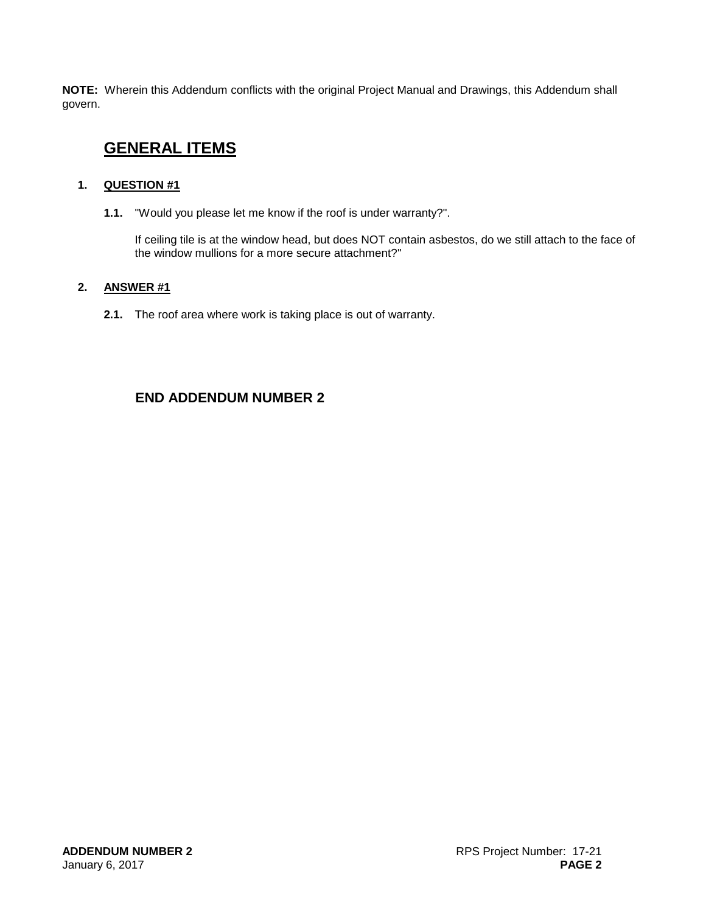**NOTE:** Wherein this Addendum conflicts with the original Project Manual and Drawings, this Addendum shall govern.

## GENERAL ITEMS

**1. QUESTION #1**

**1.1.** "Would you please let me know if the roof is under warranty?".

If ceiling tile is at the window head, but does NOT contain asbestos, do we still attach to the face of the window mullions for a more secure attachment?"

**2. ANSWER #1**

**2.1.** The roof area where work is taking place is out of warranty.

**END ADDENDUM NUMBER 2**